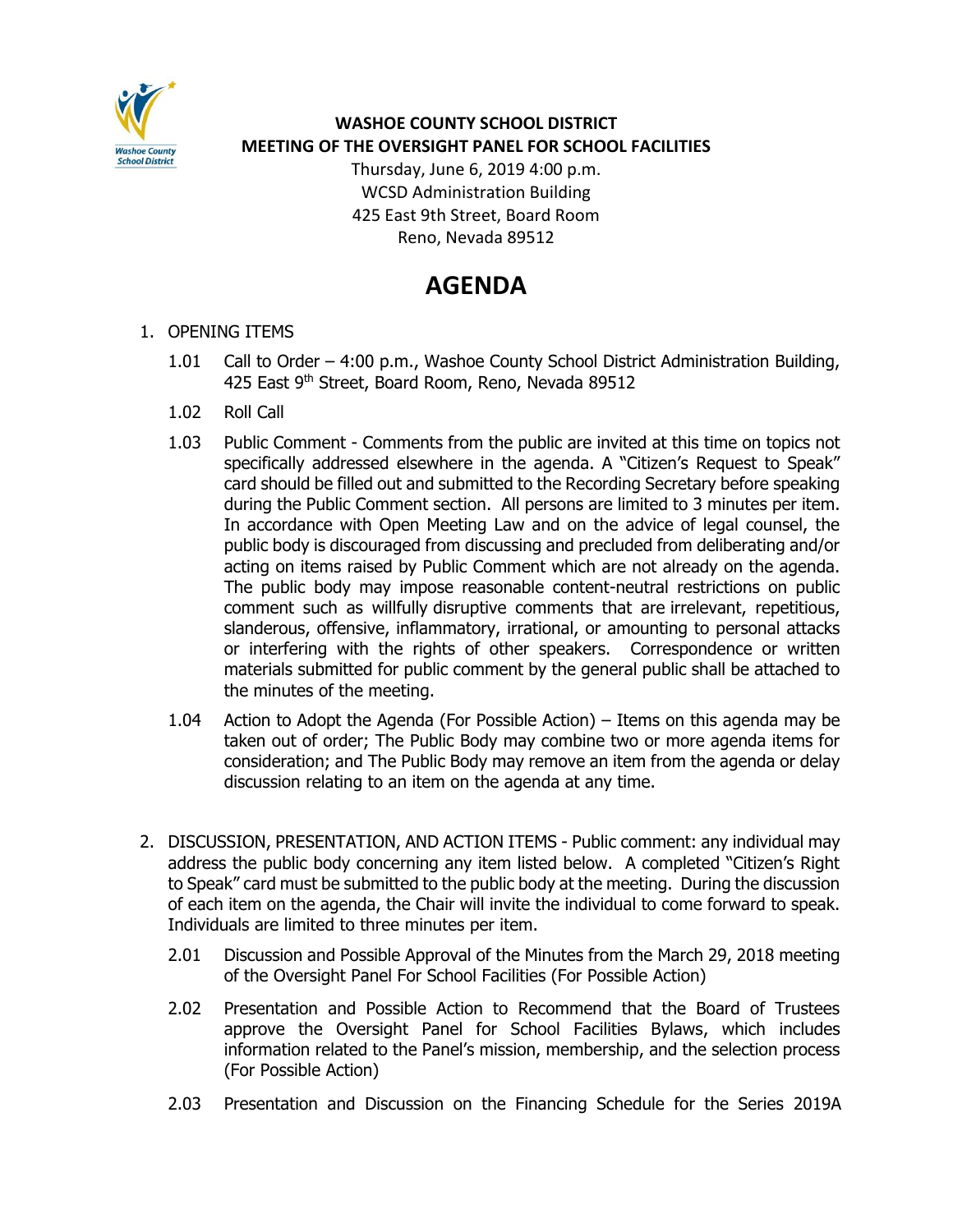**WASHOE COUNTY SCHOOL DISTRICT**
**MEETING OF THE OVERSIGHT PANEL FOR SCHOOL FACILITIES**
Thursday, June 6, 2019 4:00 p.m.
WCSD Administration Building
425 East 9th Street, Board Room
Reno, Nevada 89512

# AGENDA

1. OPENING ITEMS

   1.01 Call to Order – 4:00 p.m., Washoe County School District Administration Building, 425 East 9th Street, Board Room, Reno, Nevada 89512

   1.02 Roll Call

   1.03 Public Comment - Comments from the public are invited at this time on topics not specifically addressed elsewhere in the agenda. A "Citizen's Request to Speak" card should be filled out and submitted to the Recording Secretary before speaking during the Public Comment section. All persons are limited to 3 minutes per item. In accordance with Open Meeting Law and on the advice of legal counsel, the public body is discouraged from discussing and precluded from deliberating and/or acting on items raised by Public Comment which are not already on the agenda. The public body may impose reasonable content-neutral restrictions on public comment such as willfully disruptive comments that are irrelevant, repetitious, slanderous, offensive, inflammatory, irrational, or amounting to personal attacks or interfering with the rights of other speakers. Correspondence or written materials submitted for public comment by the general public shall be attached to the minutes of the meeting.

   1.04 Action to Adopt the Agenda (For Possible Action) – Items on this agenda may be taken out of order; The Public Body may combine two or more agenda items for consideration; and The Public Body may remove an item from the agenda or delay discussion relating to an item on the agenda at any time.

2. DISCUSSION, PRESENTATION, AND ACTION ITEMS - Public comment: any individual may address the public body concerning any item listed below. A completed "Citizen's Right to Speak" card must be submitted to the public body at the meeting. During the discussion of each item on the agenda, the Chair will invite the individual to come forward to speak. Individuals are limited to three minutes per item.

   2.01 Discussion and Possible Approval of the Minutes from the March 29, 2018 meeting of the Oversight Panel For School Facilities (For Possible Action)

   2.02 Presentation and Possible Action to Recommend that the Board of Trustees approve the Oversight Panel for School Facilities Bylaws, which includes information related to the Panel's mission, membership, and the selection process (For Possible Action)

   2.03 Presentation and Discussion on the Financing Schedule for the Series 2019A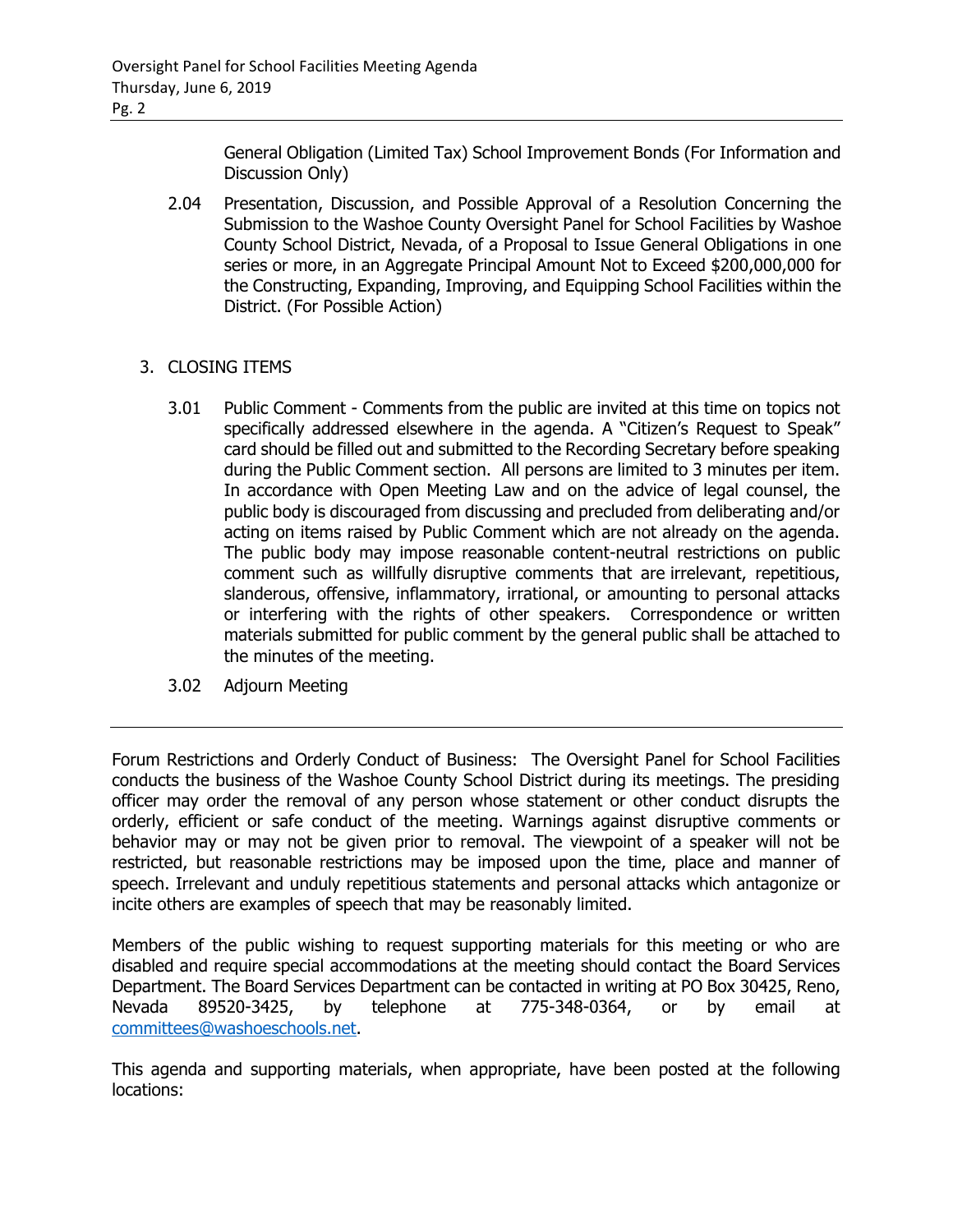General Obligation (Limited Tax) School Improvement Bonds (For Information and Discussion Only)

2.04 Presentation, Discussion, and Possible Approval of a Resolution Concerning the Submission to the Washoe County Oversight Panel for School Facilities by Washoe County School District, Nevada, of a Proposal to Issue General Obligations in one series or more, in an Aggregate Principal Amount Not to Exceed $200,000,000 for the Constructing, Expanding, Improving, and Equipping School Facilities within the District. (For Possible Action)

3. CLOSING ITEMS

3.01 Public Comment - Comments from the public are invited at this time on topics not specifically addressed elsewhere in the agenda. A "Citizen's Request to Speak" card should be filled out and submitted to the Recording Secretary before speaking during the Public Comment section. All persons are limited to 3 minutes per item. In accordance with Open Meeting Law and on the advice of legal counsel, the public body is discouraged from discussing and precluded from deliberating and/or acting on items raised by Public Comment which are not already on the agenda. The public body may impose reasonable content-neutral restrictions on public comment such as willfully disruptive comments that are irrelevant, repetitious, slanderous, offensive, inflammatory, irrational, or amounting to personal attacks or interfering with the rights of other speakers. Correspondence or written materials submitted for public comment by the general public shall be attached to the minutes of the meeting.

3.02 Adjourn Meeting

---

Forum Restrictions and Orderly Conduct of Business: The Oversight Panel for School Facilities conducts the business of the Washoe County School District during its meetings. The presiding officer may order the removal of any person whose statement or other conduct disrupts the orderly, efficient or safe conduct of the meeting. Warnings against disruptive comments or behavior may or may not be given prior to removal. The viewpoint of a speaker will not be restricted, but reasonable restrictions may be imposed upon the time, place and manner of speech. Irrelevant and unduly repetitious statements and personal attacks which antagonize or incite others are examples of speech that may be reasonably limited.

Members of the public wishing to request supporting materials for this meeting or who are disabled and require special accommodations at the meeting should contact the Board Services Department. The Board Services Department can be contacted in writing at PO Box 30425, Reno, Nevada 89520-3425, by telephone at 775-348-0364, or by email at committees@washoeschools.net.

This agenda and supporting materials, when appropriate, have been posted at the following locations: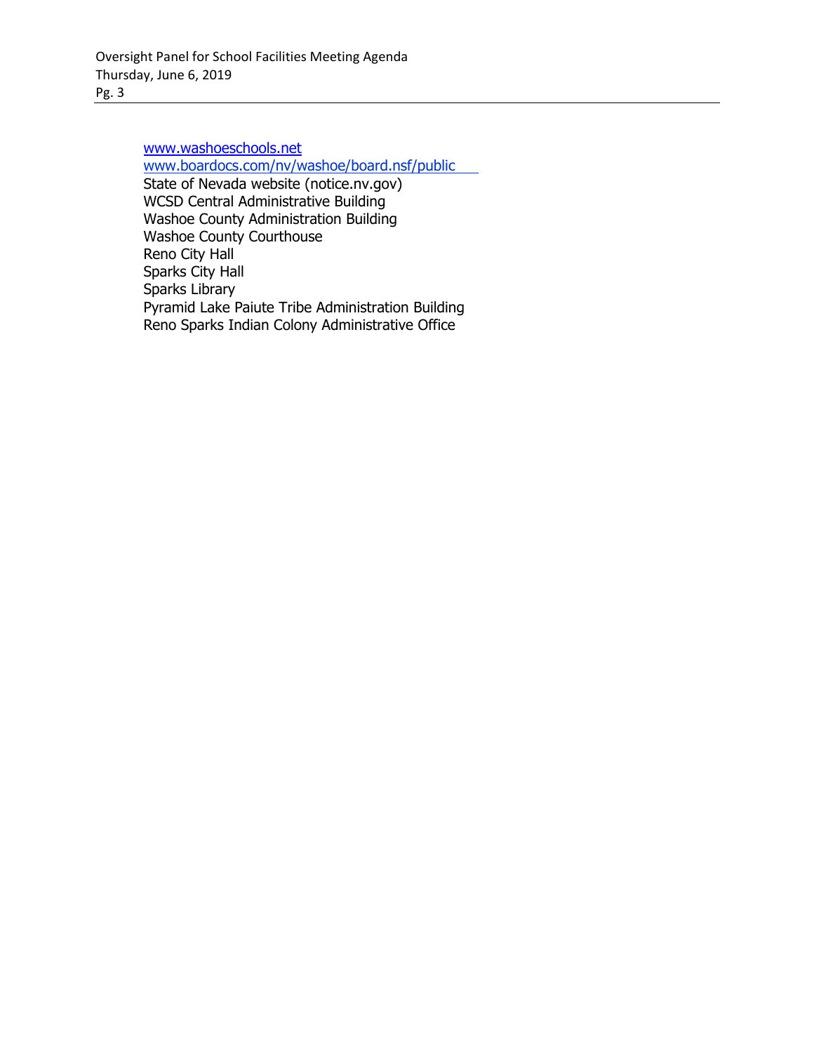www.washoeschools.net
www.boardocs.com/nv/washoe/board.nsf/public
State of Nevada website (notice.nv.gov)
WCSD Central Administrative Building
Washoe County Administration Building
Washoe County Courthouse
Reno City Hall
Sparks City Hall
Sparks Library
Pyramid Lake Paiute Tribe Administration Building
Reno Sparks Indian Colony Administrative Office